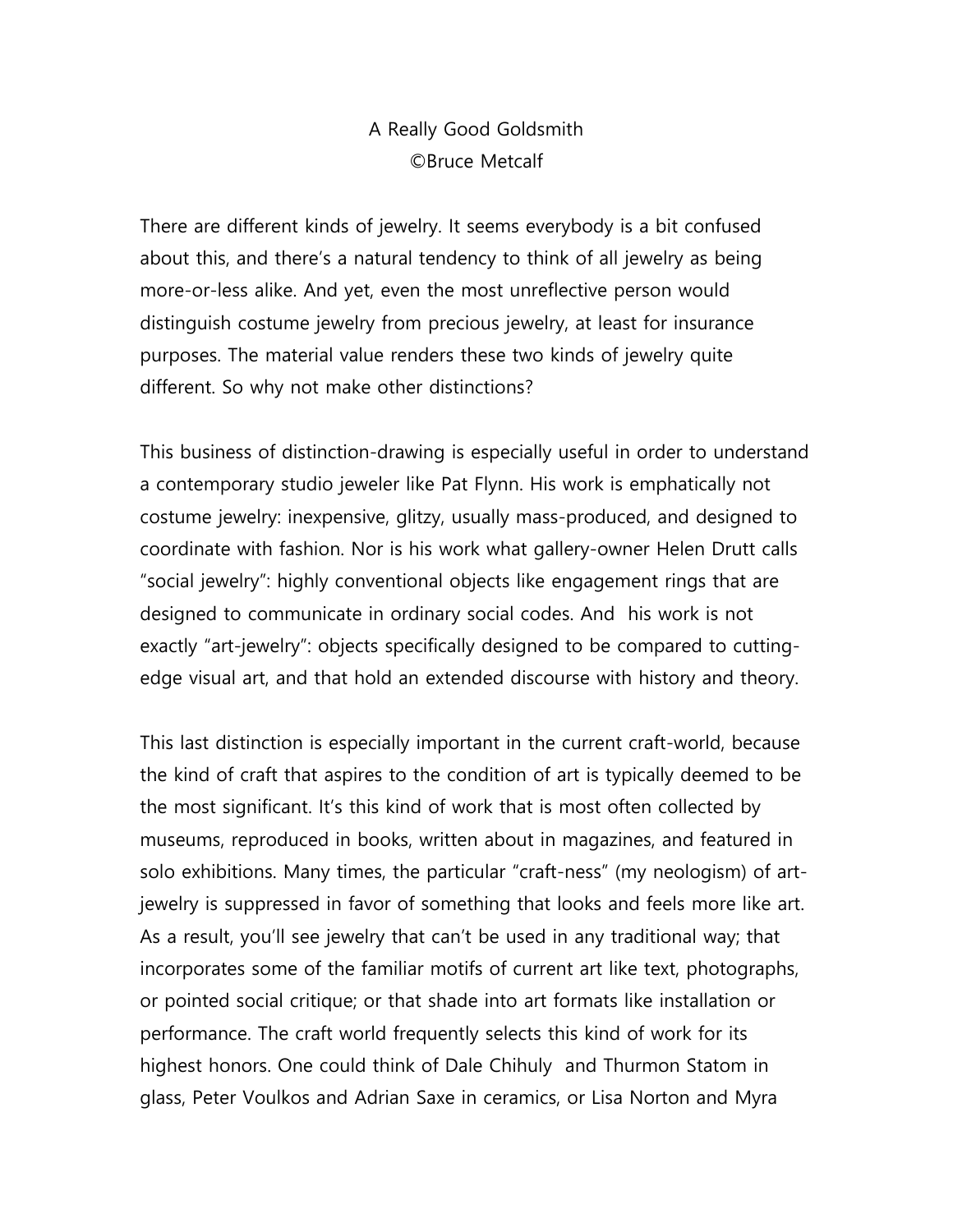# A Really Good Goldsmith

©Bruce Metcalf

There are different kinds of jewelry. It seems everybody is a bit confused about this, and there's a natural tendency to think of all jewelry as being more-or-less alike. And yet, even the most unreflective person would distinguish costume jewelry from precious jewelry, at least for insurance purposes. The material value renders these two kinds of jewelry quite different. So why not make other distinctions?

This business of distinction-drawing is especially useful in order to understand a contemporary studio jeweler like Pat Flynn. His work is emphatically not costume jewelry: inexpensive, glitzy, usually mass-produced, and designed to coordinate with fashion. Nor is his work what gallery-owner Helen Drutt calls "social jewelry": highly conventional objects like engagement rings that are designed to communicate in ordinary social codes. And his work is not exactly "art-jewelry": objects specifically designed to be compared to cutting-edge visual art, and that hold an extended discourse with history and theory.

This last distinction is especially important in the current craft-world, because the kind of craft that aspires to the condition of art is typically deemed to be the most significant. It's this kind of work that is most often collected by museums, reproduced in books, written about in magazines, and featured in solo exhibitions. Many times, the particular "craft-ness" (my neologism) of art-jewelry is suppressed in favor of something that looks and feels more like art. As a result, you'll see jewelry that can't be used in any traditional way; that incorporates some of the familiar motifs of current art like text, photographs, or pointed social critique; or that shade into art formats like installation or performance. The craft world frequently selects this kind of work for its highest honors. One could think of Dale Chihuly and Thurmon Statom in glass, Peter Voulkos and Adrian Saxe in ceramics, or Lisa Norton and Myra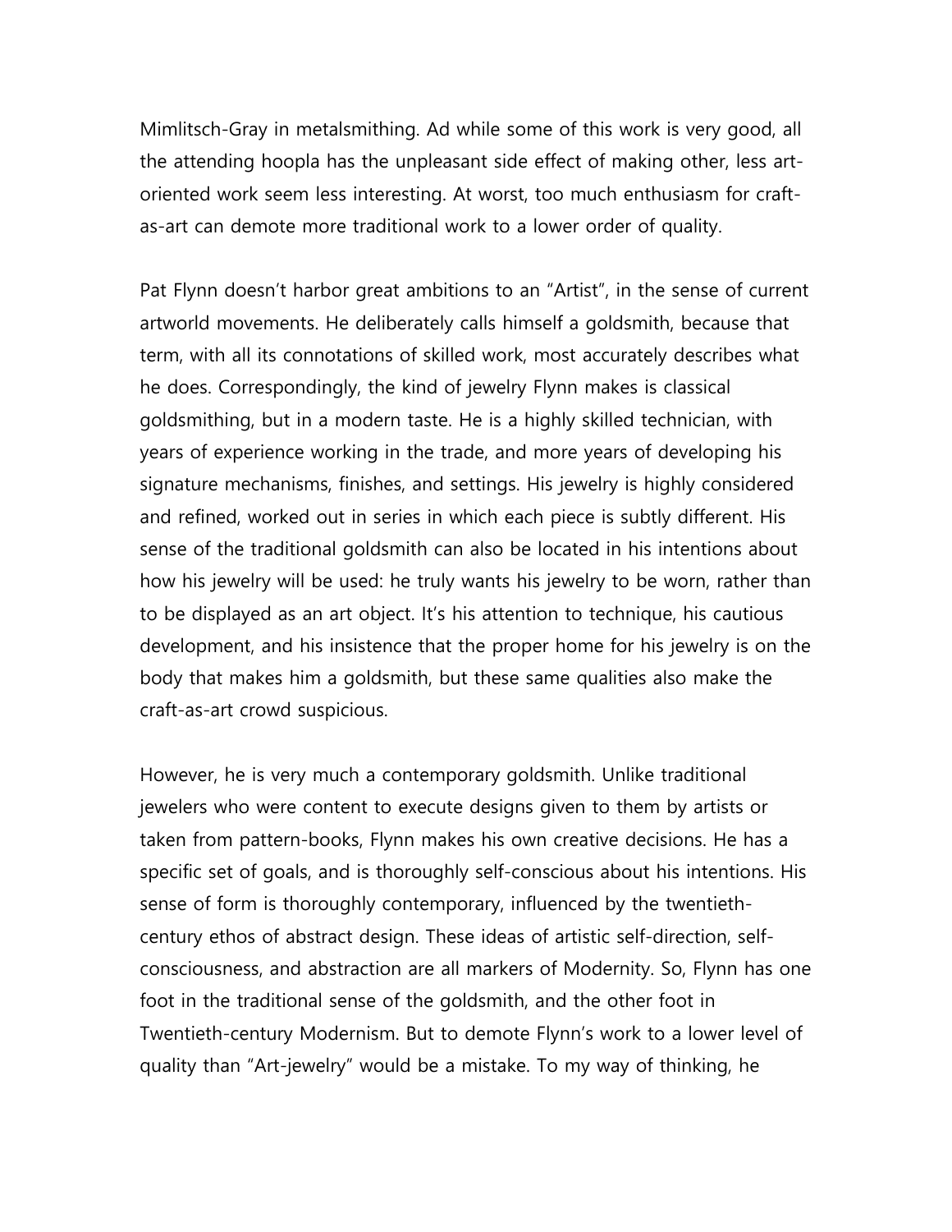Mimlitsch-Gray in metalsmithing. Ad while some of this work is very good, all the attending hoopla has the unpleasant side effect of making other, less art-oriented work seem less interesting. At worst, too much enthusiasm for craft-as-art can demote more traditional work to a lower order of quality.

Pat Flynn doesn't harbor great ambitions to an "Artist", in the sense of current artworld movements. He deliberately calls himself a goldsmith, because that term, with all its connotations of skilled work, most accurately describes what he does. Correspondingly, the kind of jewelry Flynn makes is classical goldsmithing, but in a modern taste. He is a highly skilled technician, with years of experience working in the trade, and more years of developing his signature mechanisms, finishes, and settings. His jewelry is highly considered and refined, worked out in series in which each piece is subtly different. His sense of the traditional goldsmith can also be located in his intentions about how his jewelry will be used: he truly wants his jewelry to be worn, rather than to be displayed as an art object. It's his attention to technique, his cautious development, and his insistence that the proper home for his jewelry is on the body that makes him a goldsmith, but these same qualities also make the craft-as-art crowd suspicious.

However, he is very much a contemporary goldsmith. Unlike traditional jewelers who were content to execute designs given to them by artists or taken from pattern-books, Flynn makes his own creative decisions. He has a specific set of goals, and is thoroughly self-conscious about his intentions. His sense of form is thoroughly contemporary, influenced by the twentieth-century ethos of abstract design. These ideas of artistic self-direction, self-consciousness, and abstraction are all markers of Modernity. So, Flynn has one foot in the traditional sense of the goldsmith, and the other foot in Twentieth-century Modernism. But to demote Flynn's work to a lower level of quality than "Art-jewelry" would be a mistake. To my way of thinking, he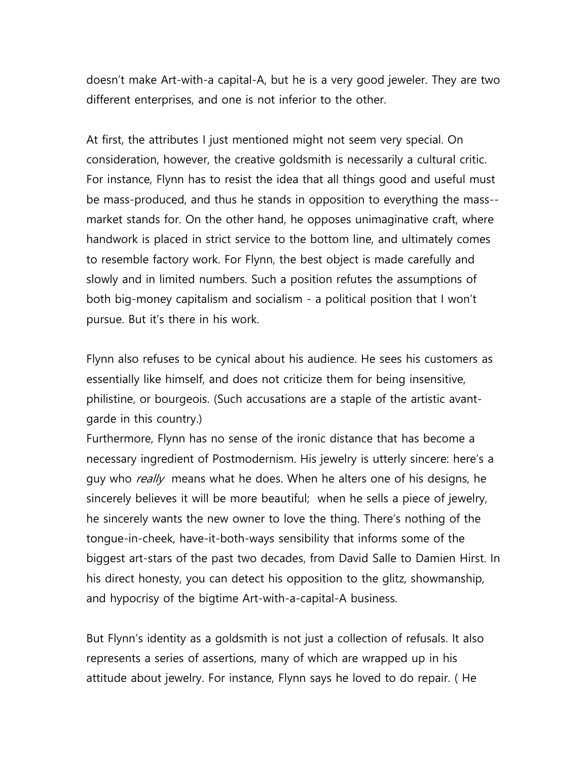doesn't make Art-with-a capital-A, but he is a very good jeweler. They are two different enterprises, and one is not inferior to the other.

At first, the attributes I just mentioned might not seem very special. On consideration, however, the creative goldsmith is necessarily a cultural critic. For instance, Flynn has to resist the idea that all things good and useful must be mass-produced, and thus he stands in opposition to everything the mass--market stands for. On the other hand, he opposes unimaginative craft, where handwork is placed in strict service to the bottom line, and ultimately comes to resemble factory work. For Flynn, the best object is made carefully and slowly and in limited numbers. Such a position refutes the assumptions of both big-money capitalism and socialism - a political position that I won't pursue. But it's there in his work.

Flynn also refuses to be cynical about his audience. He sees his customers as essentially like himself, and does not criticize them for being insensitive, philistine, or bourgeois. (Such accusations are a staple of the artistic avant-garde in this country.)
Furthermore, Flynn has no sense of the ironic distance that has become a necessary ingredient of Postmodernism. His jewelry is utterly sincere: here's a guy who *really* means what he does. When he alters one of his designs, he sincerely believes it will be more beautiful; when he sells a piece of jewelry, he sincerely wants the new owner to love the thing. There's nothing of the tongue-in-cheek, have-it-both-ways sensibility that informs some of the biggest art-stars of the past two decades, from David Salle to Damien Hirst. In his direct honesty, you can detect his opposition to the glitz, showmanship, and hypocrisy of the bigtime Art-with-a-capital-A business.

But Flynn's identity as a goldsmith is not just a collection of refusals. It also represents a series of assertions, many of which are wrapped up in his attitude about jewelry. For instance, Flynn says he loved to do repair. ( He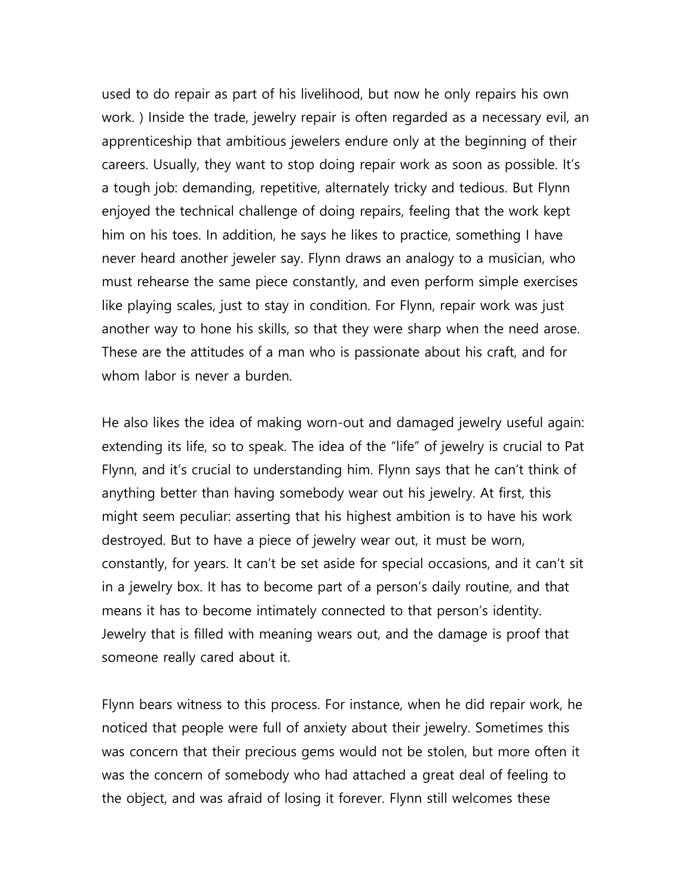used to do repair as part of his livelihood, but now he only repairs his own work. ) Inside the trade, jewelry repair is often regarded as a necessary evil, an apprenticeship that ambitious jewelers endure only at the beginning of their careers. Usually, they want to stop doing repair work as soon as possible. It's a tough job: demanding, repetitive, alternately tricky and tedious. But Flynn enjoyed the technical challenge of doing repairs, feeling that the work kept him on his toes. In addition, he says he likes to practice, something I have never heard another jeweler say. Flynn draws an analogy to a musician, who must rehearse the same piece constantly, and even perform simple exercises like playing scales, just to stay in condition. For Flynn, repair work was just another way to hone his skills, so that they were sharp when the need arose. These are the attitudes of a man who is passionate about his craft, and for whom labor is never a burden.

He also likes the idea of making worn-out and damaged jewelry useful again: extending its life, so to speak. The idea of the "life" of jewelry is crucial to Pat Flynn, and it's crucial to understanding him. Flynn says that he can't think of anything better than having somebody wear out his jewelry. At first, this might seem peculiar: asserting that his highest ambition is to have his work destroyed. But to have a piece of jewelry wear out, it must be worn, constantly, for years. It can't be set aside for special occasions, and it can't sit in a jewelry box. It has to become part of a person's daily routine, and that means it has to become intimately connected to that person's identity. Jewelry that is filled with meaning wears out, and the damage is proof that someone really cared about it.

Flynn bears witness to this process. For instance, when he did repair work, he noticed that people were full of anxiety about their jewelry. Sometimes this was concern that their precious gems would not be stolen, but more often it was the concern of somebody who had attached a great deal of feeling to the object, and was afraid of losing it forever. Flynn still welcomes these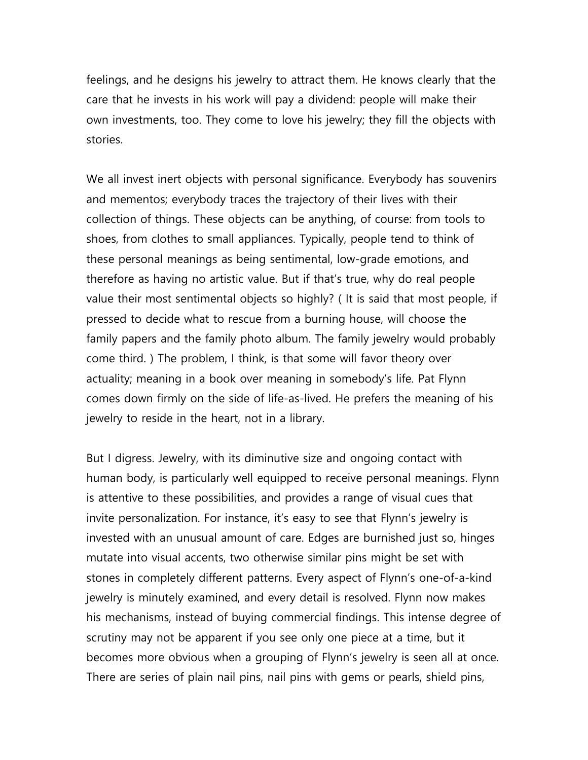feelings, and he designs his jewelry to attract them. He knows clearly that the care that he invests in his work will pay a dividend: people will make their own investments, too. They come to love his jewelry; they fill the objects with stories.

We all invest inert objects with personal significance. Everybody has souvenirs and mementos; everybody traces the trajectory of their lives with their collection of things. These objects can be anything, of course: from tools to shoes, from clothes to small appliances. Typically, people tend to think of these personal meanings as being sentimental, low-grade emotions, and therefore as having no artistic value. But if that's true, why do real people value their most sentimental objects so highly? ( It is said that most people, if pressed to decide what to rescue from a burning house, will choose the family papers and the family photo album. The family jewelry would probably come third. ) The problem, I think, is that some will favor theory over actuality; meaning in a book over meaning in somebody's life. Pat Flynn comes down firmly on the side of life-as-lived. He prefers the meaning of his jewelry to reside in the heart, not in a library.

But I digress. Jewelry, with its diminutive size and ongoing contact with human body, is particularly well equipped to receive personal meanings. Flynn is attentive to these possibilities, and provides a range of visual cues that invite personalization. For instance, it's easy to see that Flynn's jewelry is invested with an unusual amount of care. Edges are burnished just so, hinges mutate into visual accents, two otherwise similar pins might be set with stones in completely different patterns. Every aspect of Flynn's one-of-a-kind jewelry is minutely examined, and every detail is resolved. Flynn now makes his mechanisms, instead of buying commercial findings. This intense degree of scrutiny may not be apparent if you see only one piece at a time, but it becomes more obvious when a grouping of Flynn's jewelry is seen all at once. There are series of plain nail pins, nail pins with gems or pearls, shield pins,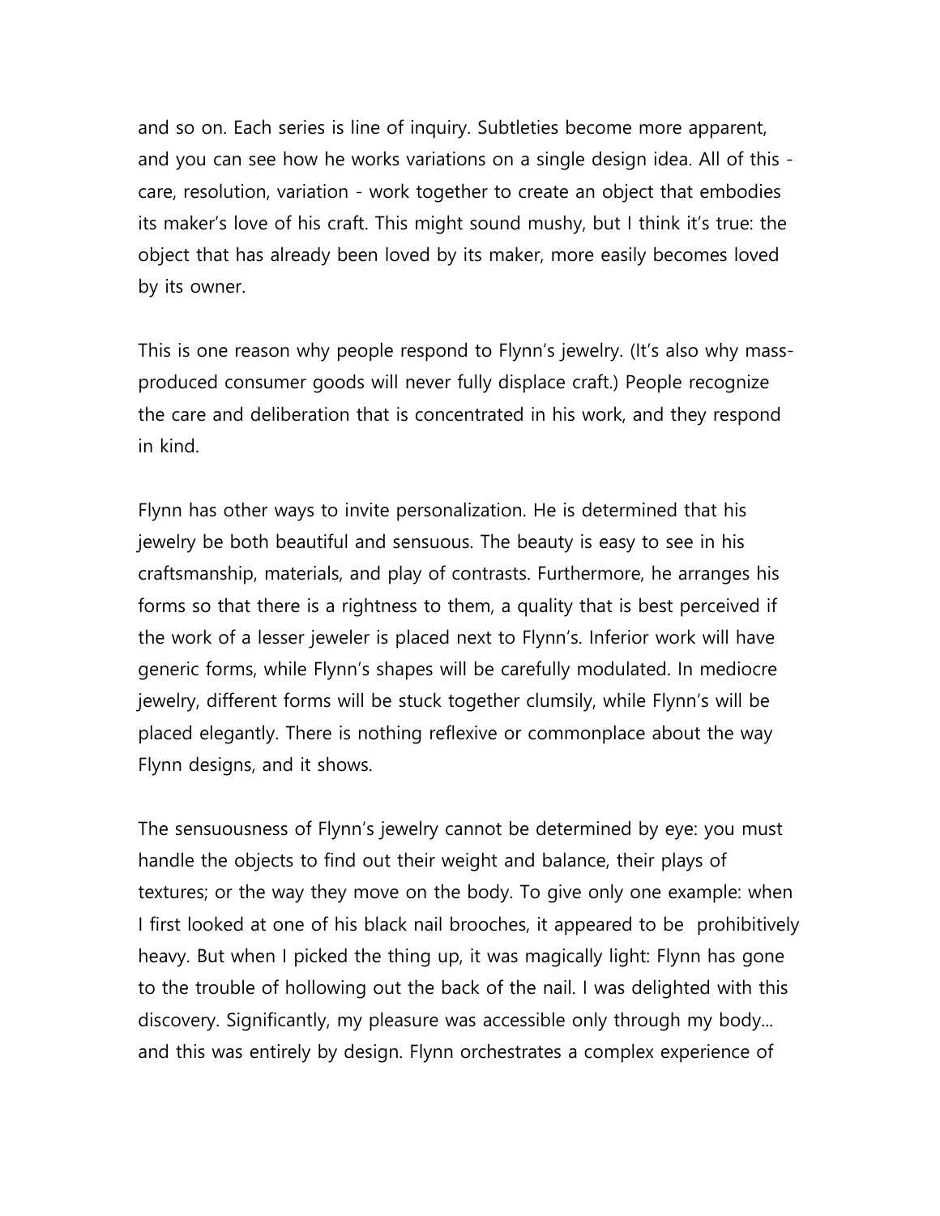and so on. Each series is line of inquiry. Subtleties become more apparent, and you can see how he works variations on a single design idea. All of this - care, resolution, variation - work together to create an object that embodies its maker's love of his craft. This might sound mushy, but I think it's true: the object that has already been loved by its maker, more easily becomes loved by its owner.

This is one reason why people respond to Flynn's jewelry. (It's also why mass-produced consumer goods will never fully displace craft.) People recognize the care and deliberation that is concentrated in his work, and they respond in kind.

Flynn has other ways to invite personalization. He is determined that his jewelry be both beautiful and sensuous. The beauty is easy to see in his craftsmanship, materials, and play of contrasts. Furthermore, he arranges his forms so that there is a rightness to them, a quality that is best perceived if the work of a lesser jeweler is placed next to Flynn's. Inferior work will have generic forms, while Flynn's shapes will be carefully modulated. In mediocre jewelry, different forms will be stuck together clumsily, while Flynn's will be placed elegantly. There is nothing reflexive or commonplace about the way Flynn designs, and it shows.

The sensuousness of Flynn's jewelry cannot be determined by eye: you must handle the objects to find out their weight and balance, their plays of textures; or the way they move on the body. To give only one example: when I first looked at one of his black nail brooches, it appeared to be prohibitively heavy. But when I picked the thing up, it was magically light: Flynn has gone to the trouble of hollowing out the back of the nail. I was delighted with this discovery. Significantly, my pleasure was accessible only through my body... and this was entirely by design. Flynn orchestrates a complex experience of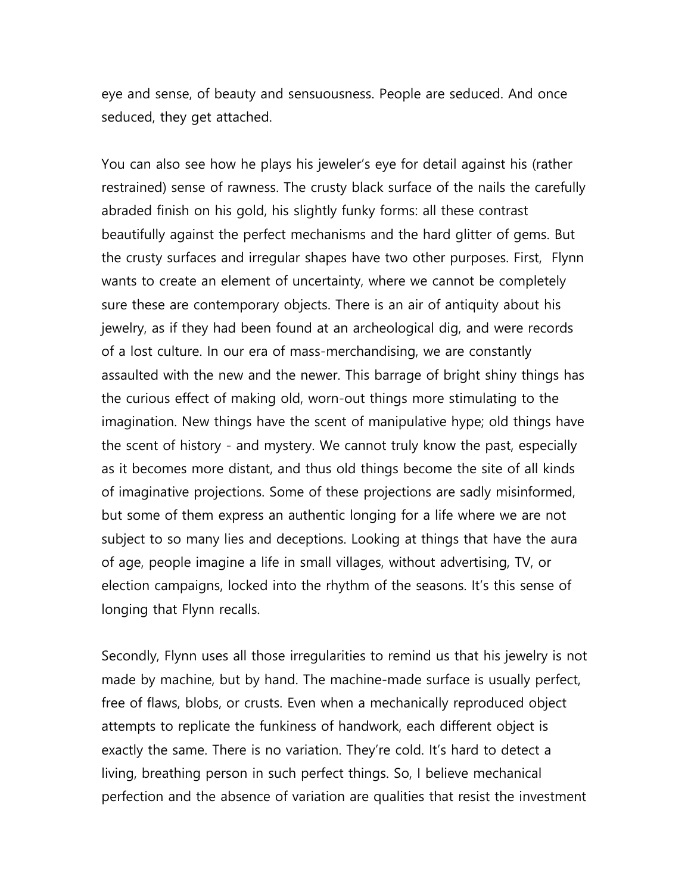eye and sense, of beauty and sensuousness. People are seduced. And once seduced, they get attached.

You can also see how he plays his jeweler's eye for detail against his (rather restrained) sense of rawness. The crusty black surface of the nails the carefully abraded finish on his gold, his slightly funky forms: all these contrast beautifully against the perfect mechanisms and the hard glitter of gems. But the crusty surfaces and irregular shapes have two other purposes. First, Flynn wants to create an element of uncertainty, where we cannot be completely sure these are contemporary objects. There is an air of antiquity about his jewelry, as if they had been found at an archeological dig, and were records of a lost culture. In our era of mass-merchandising, we are constantly assaulted with the new and the newer. This barrage of bright shiny things has the curious effect of making old, worn-out things more stimulating to the imagination. New things have the scent of manipulative hype; old things have the scent of history - and mystery. We cannot truly know the past, especially as it becomes more distant, and thus old things become the site of all kinds of imaginative projections. Some of these projections are sadly misinformed, but some of them express an authentic longing for a life where we are not subject to so many lies and deceptions. Looking at things that have the aura of age, people imagine a life in small villages, without advertising, TV, or election campaigns, locked into the rhythm of the seasons. It's this sense of longing that Flynn recalls.

Secondly, Flynn uses all those irregularities to remind us that his jewelry is not made by machine, but by hand. The machine-made surface is usually perfect, free of flaws, blobs, or crusts. Even when a mechanically reproduced object attempts to replicate the funkiness of handwork, each different object is exactly the same. There is no variation. They're cold. It's hard to detect a living, breathing person in such perfect things. So, I believe mechanical perfection and the absence of variation are qualities that resist the investment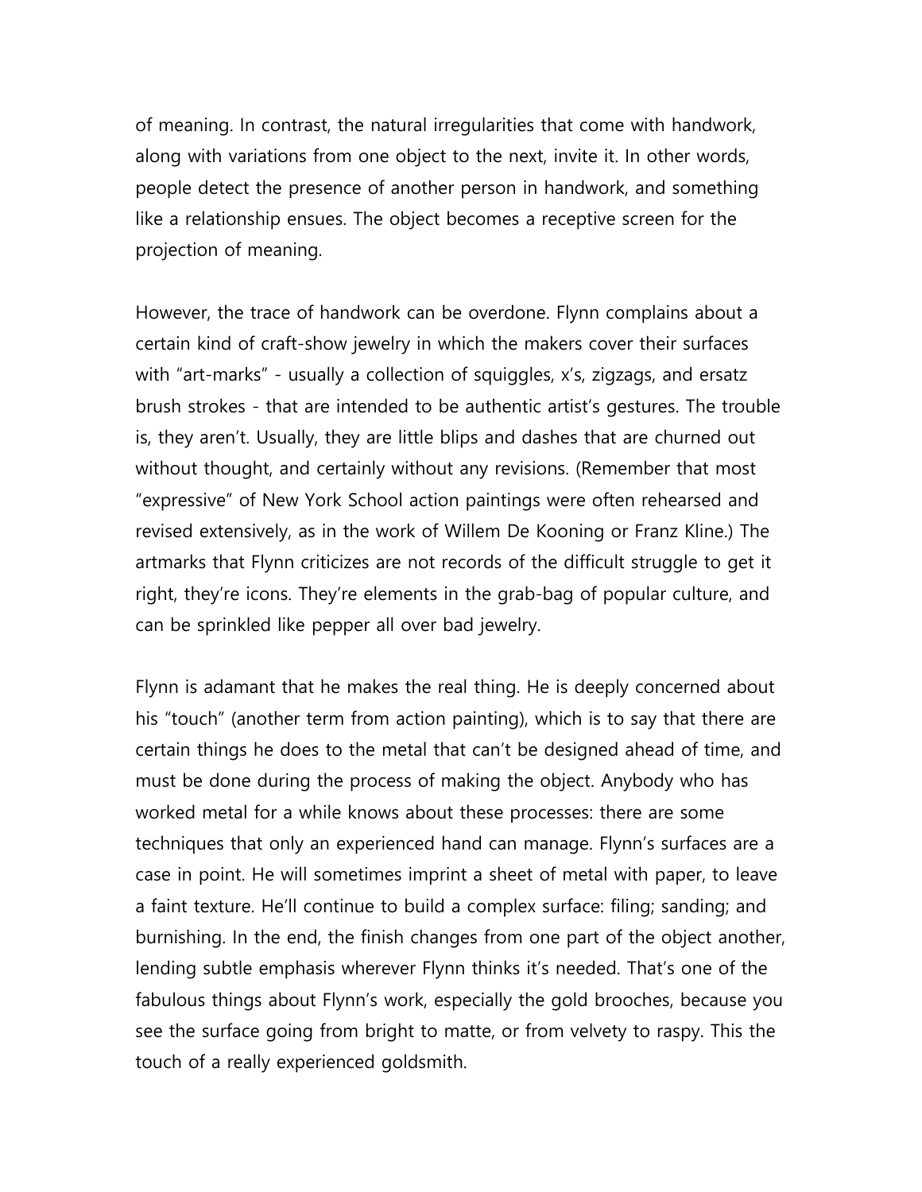of meaning. In contrast, the natural irregularities that come with handwork, along with variations from one object to the next, invite it. In other words, people detect the presence of another person in handwork, and something like a relationship ensues. The object becomes a receptive screen for the projection of meaning.

However, the trace of handwork can be overdone. Flynn complains about a certain kind of craft-show jewelry in which the makers cover their surfaces with "art-marks" - usually a collection of squiggles, x's, zigzags, and ersatz brush strokes - that are intended to be authentic artist's gestures. The trouble is, they aren't. Usually, they are little blips and dashes that are churned out without thought, and certainly without any revisions. (Remember that most "expressive" of New York School action paintings were often rehearsed and revised extensively, as in the work of Willem De Kooning or Franz Kline.) The artmarks that Flynn criticizes are not records of the difficult struggle to get it right, they're icons. They're elements in the grab-bag of popular culture, and can be sprinkled like pepper all over bad jewelry.

Flynn is adamant that he makes the real thing. He is deeply concerned about his "touch" (another term from action painting), which is to say that there are certain things he does to the metal that can't be designed ahead of time, and must be done during the process of making the object. Anybody who has worked metal for a while knows about these processes: there are some techniques that only an experienced hand can manage. Flynn's surfaces are a case in point. He will sometimes imprint a sheet of metal with paper, to leave a faint texture. He'll continue to build a complex surface: filing; sanding; and burnishing. In the end, the finish changes from one part of the object another, lending subtle emphasis wherever Flynn thinks it's needed. That's one of the fabulous things about Flynn's work, especially the gold brooches, because you see the surface going from bright to matte, or from velvety to raspy. This the touch of a really experienced goldsmith.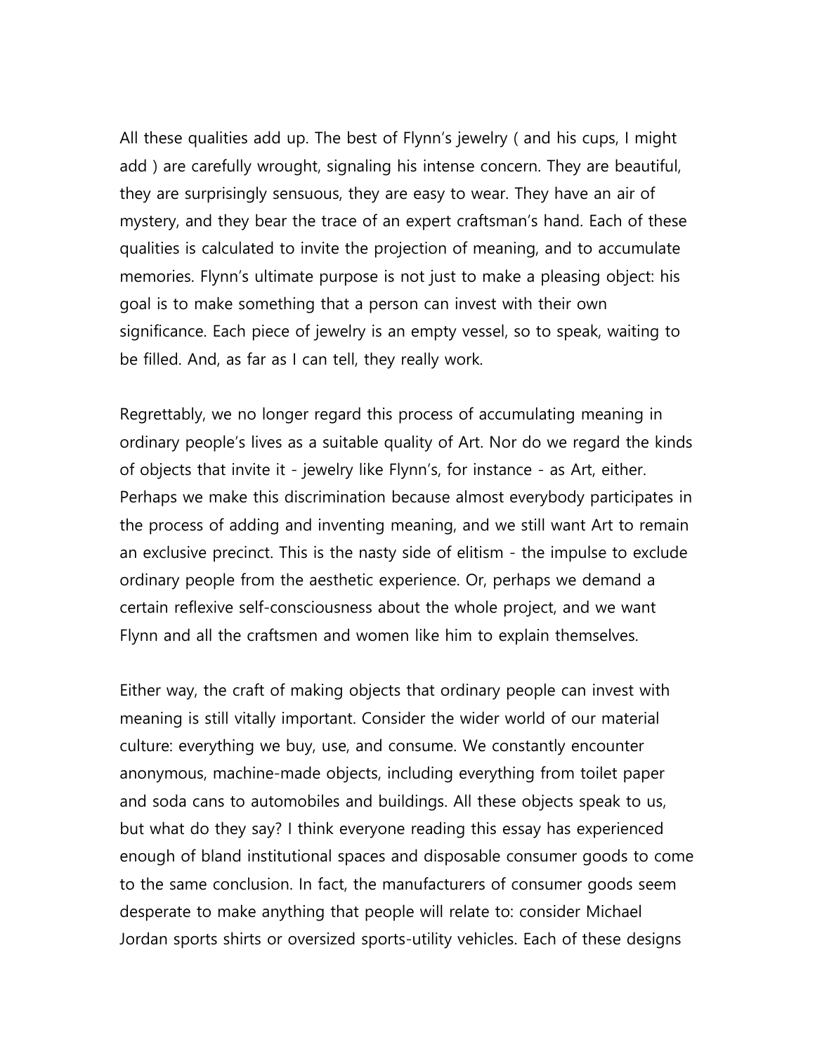All these qualities add up. The best of Flynn's jewelry ( and his cups, I might add ) are carefully wrought, signaling his intense concern. They are beautiful, they are surprisingly sensuous, they are easy to wear. They have an air of mystery, and they bear the trace of an expert craftsman's hand. Each of these qualities is calculated to invite the projection of meaning, and to accumulate memories. Flynn's ultimate purpose is not just to make a pleasing object: his goal is to make something that a person can invest with their own significance. Each piece of jewelry is an empty vessel, so to speak, waiting to be filled. And, as far as I can tell, they really work.

Regrettably, we no longer regard this process of accumulating meaning in ordinary people's lives as a suitable quality of Art. Nor do we regard the kinds of objects that invite it - jewelry like Flynn's, for instance - as Art, either. Perhaps we make this discrimination because almost everybody participates in the process of adding and inventing meaning, and we still want Art to remain an exclusive precinct. This is the nasty side of elitism - the impulse to exclude ordinary people from the aesthetic experience. Or, perhaps we demand a certain reflexive self-consciousness about the whole project, and we want Flynn and all the craftsmen and women like him to explain themselves.

Either way, the craft of making objects that ordinary people can invest with meaning is still vitally important. Consider the wider world of our material culture: everything we buy, use, and consume. We constantly encounter anonymous, machine-made objects, including everything from toilet paper and soda cans to automobiles and buildings. All these objects speak to us, but what do they say? I think everyone reading this essay has experienced enough of bland institutional spaces and disposable consumer goods to come to the same conclusion. In fact, the manufacturers of consumer goods seem desperate to make anything that people will relate to: consider Michael Jordan sports shirts or oversized sports-utility vehicles. Each of these designs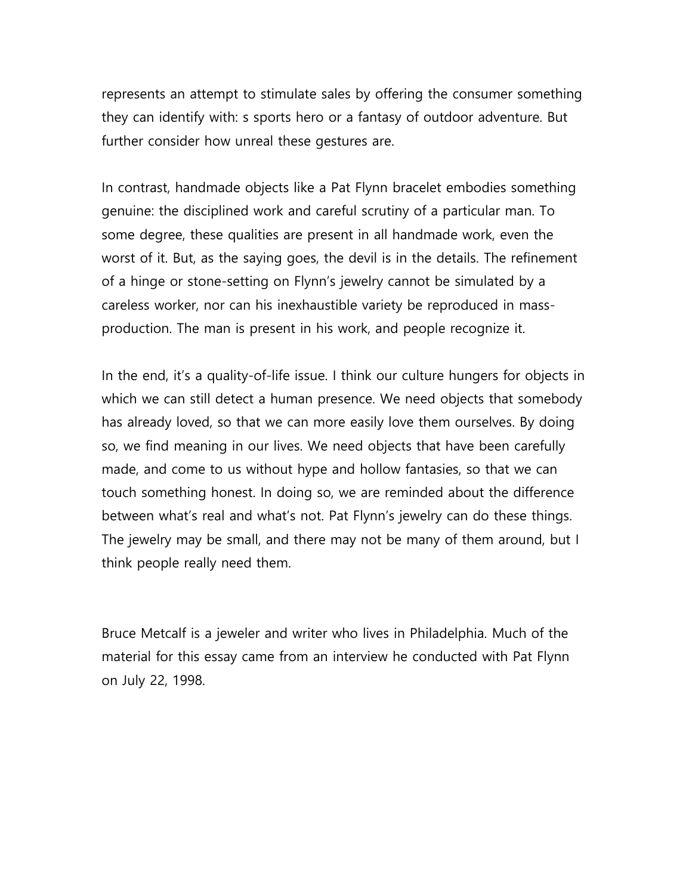represents an attempt to stimulate sales by offering the consumer something they can identify with: s sports hero or a fantasy of outdoor adventure. But further consider how unreal these gestures are.

In contrast, handmade objects like a Pat Flynn bracelet embodies something genuine: the disciplined work and careful scrutiny of a particular man. To some degree, these qualities are present in all handmade work, even the worst of it. But, as the saying goes, the devil is in the details. The refinement of a hinge or stone-setting on Flynn's jewelry cannot be simulated by a careless worker, nor can his inexhaustible variety be reproduced in mass-production. The man is present in his work, and people recognize it.

In the end, it's a quality-of-life issue. I think our culture hungers for objects in which we can still detect a human presence. We need objects that somebody has already loved, so that we can more easily love them ourselves. By doing so, we find meaning in our lives. We need objects that have been carefully made, and come to us without hype and hollow fantasies, so that we can touch something honest. In doing so, we are reminded about the difference between what's real and what's not. Pat Flynn's jewelry can do these things. The jewelry may be small, and there may not be many of them around, but I think people really need them.

Bruce Metcalf is a jeweler and writer who lives in Philadelphia. Much of the material for this essay came from an interview he conducted with Pat Flynn on July 22, 1998.